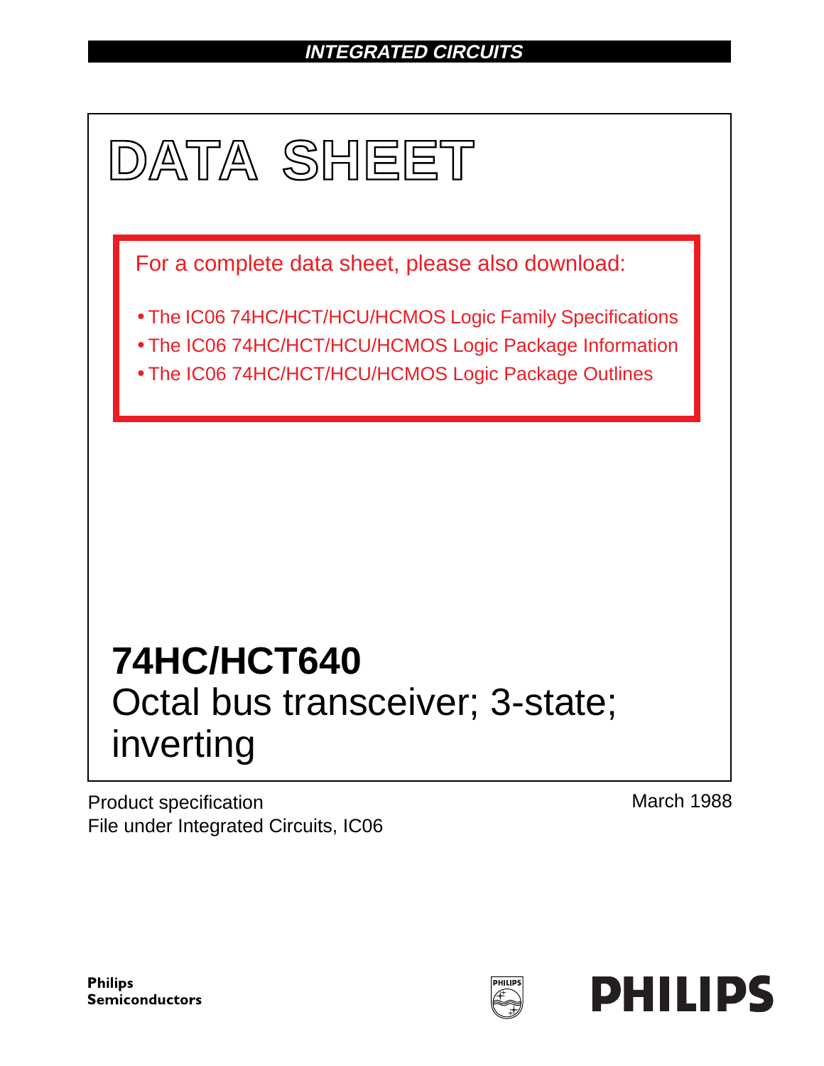INTEGRATED CIRCUITS

# DATA SHEET

For a complete data sheet, please also download:

- The IC06 74HC/HCT/HCU/HCMOS Logic Family Specifications
- The IC06 74HC/HCT/HCU/HCMOS Logic Package Information
- The IC06 74HC/HCT/HCU/HCMOS Logic Package Outlines

# 74HC/HCT640

## Octal bus transceiver; 3-state; inverting

Product specification
File under Integrated Circuits, IC06

March 1988

**Philips Semiconductors**

**PHILIPS**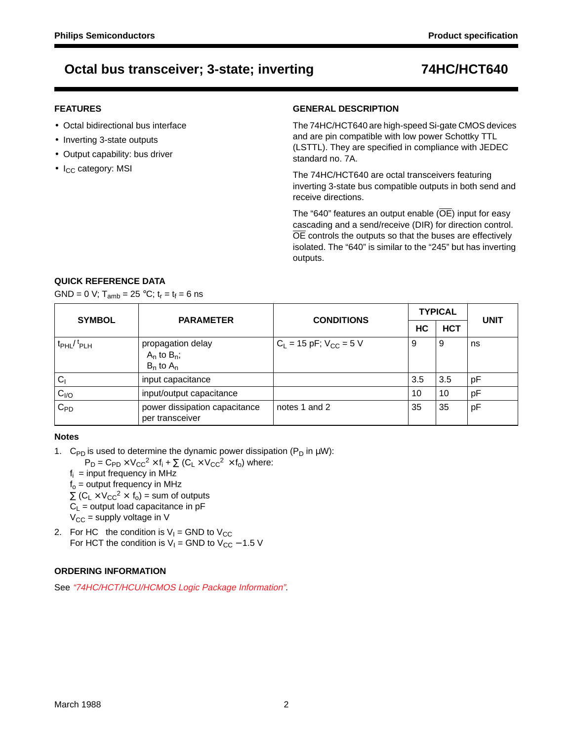# Octal bus transceiver; 3-state; inverting — 74HC/HCT640

## FEATURES

- Octal bidirectional bus interface
- Inverting 3-state outputs
- Output capability: bus driver
- $I_{CC}$ category: MSI

## GENERAL DESCRIPTION

The 74HC/HCT640 are high-speed Si-gate CMOS devices and are pin compatible with low power Schottky TTL (LSTTL). They are specified in compliance with JEDEC standard no. 7A.

The 74HC/HCT640 are octal transceivers featuring inverting 3-state bus compatible outputs in both send and receive directions.

The "640" features an output enable ($\overline{OE}$) input for easy cascading and a send/receive (DIR) for direction control. $\overline{OE}$ controls the outputs so that the buses are effectively isolated. The "640" is similar to the "245" but has inverting outputs.

## QUICK REFERENCE DATA

GND = 0 V; $T_{amb}$ = 25 °C; $t_r = t_f$ = 6 ns

| SYMBOL | PARAMETER | CONDITIONS | TYPICAL | | UNIT |
|---|---|---|---|---|---|
| | | | HC | HCT | |
| $t_{PHL}/t_{PLH}$ | propagation delay $A_n$ to $B_n$; $B_n$ to $A_n$ | $C_L$ = 15 pF; $V_{CC}$ = 5 V | 9 | 9 | ns |
| $C_I$ | input capacitance | | 3.5 | 3.5 | pF |
| $C_{I/O}$ | input/output capacitance | | 10 | 10 | pF |
| $C_{PD}$ | power dissipation capacitance per transceiver | notes 1 and 2 | 35 | 35 | pF |

### Notes

1. $C_{PD}$ is used to determine the dynamic power dissipation ($P_D$ in μW):
   $P_D = C_{PD} \times V_{CC}^2 \times f_i + \sum (C_L \times V_{CC}^2 \times f_o)$ where:
   $f_i$ = input frequency in MHz
   $f_o$ = output frequency in MHz
   $\sum (C_L \times V_{CC}^2 \times f_o)$ = sum of outputs
   $C_L$ = output load capacitance in pF
   $V_{CC}$ = supply voltage in V
2. For HC the condition is $V_I$ = GND to $V_{CC}$
   For HCT the condition is $V_I$ = GND to $V_{CC}$ − 1.5 V

## ORDERING INFORMATION

See *"74HC/HCT/HCU/HCMOS Logic Package Information"*.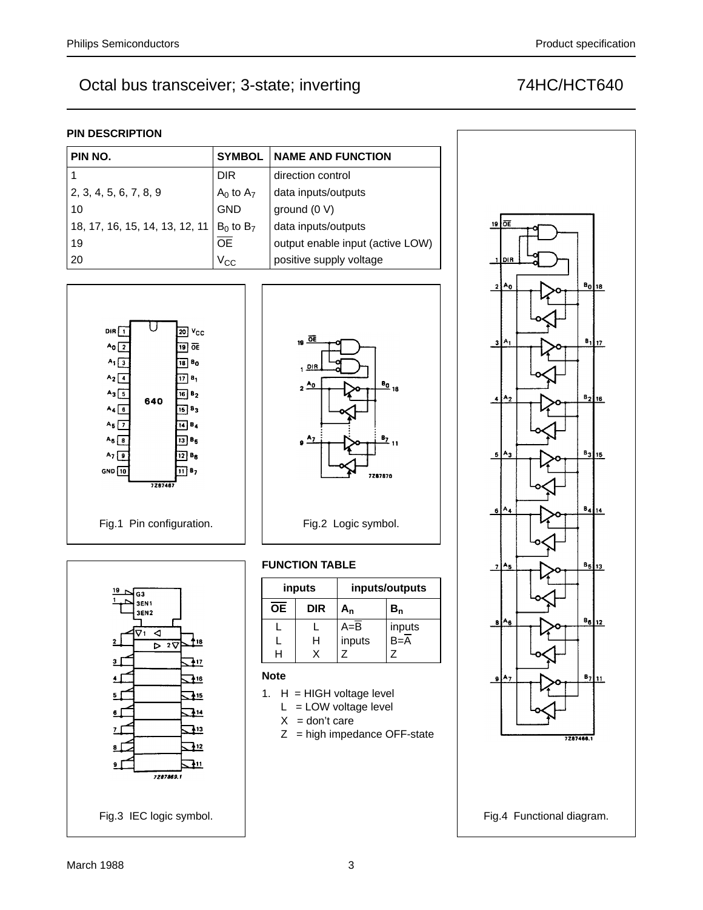# Octal bus transceiver; 3-state; inverting — 74HC/HCT640

## PIN DESCRIPTION

| PIN NO. | SYMBOL | NAME AND FUNCTION |
|---|---|---|
| 1 | DIR | direction control |
| 2, 3, 4, 5, 6, 7, 8, 9 | $A_0$ to $A_7$ | data inputs/outputs |
| 10 | GND | ground (0 V) |
| 18, 17, 16, 15, 14, 13, 12, 11 | $B_0$ to $B_7$ | data inputs/outputs |
| 19 | $\overline{OE}$ | output enable input (active LOW) |
| 20 | $V_{CC}$ | positive supply voltage |

Fig.1 Pin configuration.

Fig.2 Logic symbol.

Fig.3 IEC logic symbol.

## FUNCTION TABLE

| inputs | | inputs/outputs | |
|---|---|---|---|
| $\overline{OE}$ | DIR | $A_n$ | $B_n$ |
| L | L | $A=\overline{B}$ | inputs |
| L | H | inputs | $B=\overline{A}$ |
| H | X | Z | Z |

### Note

1. H = HIGH voltage level
   L = LOW voltage level
   X = don't care
   Z = high impedance OFF-state

Fig.4 Functional diagram.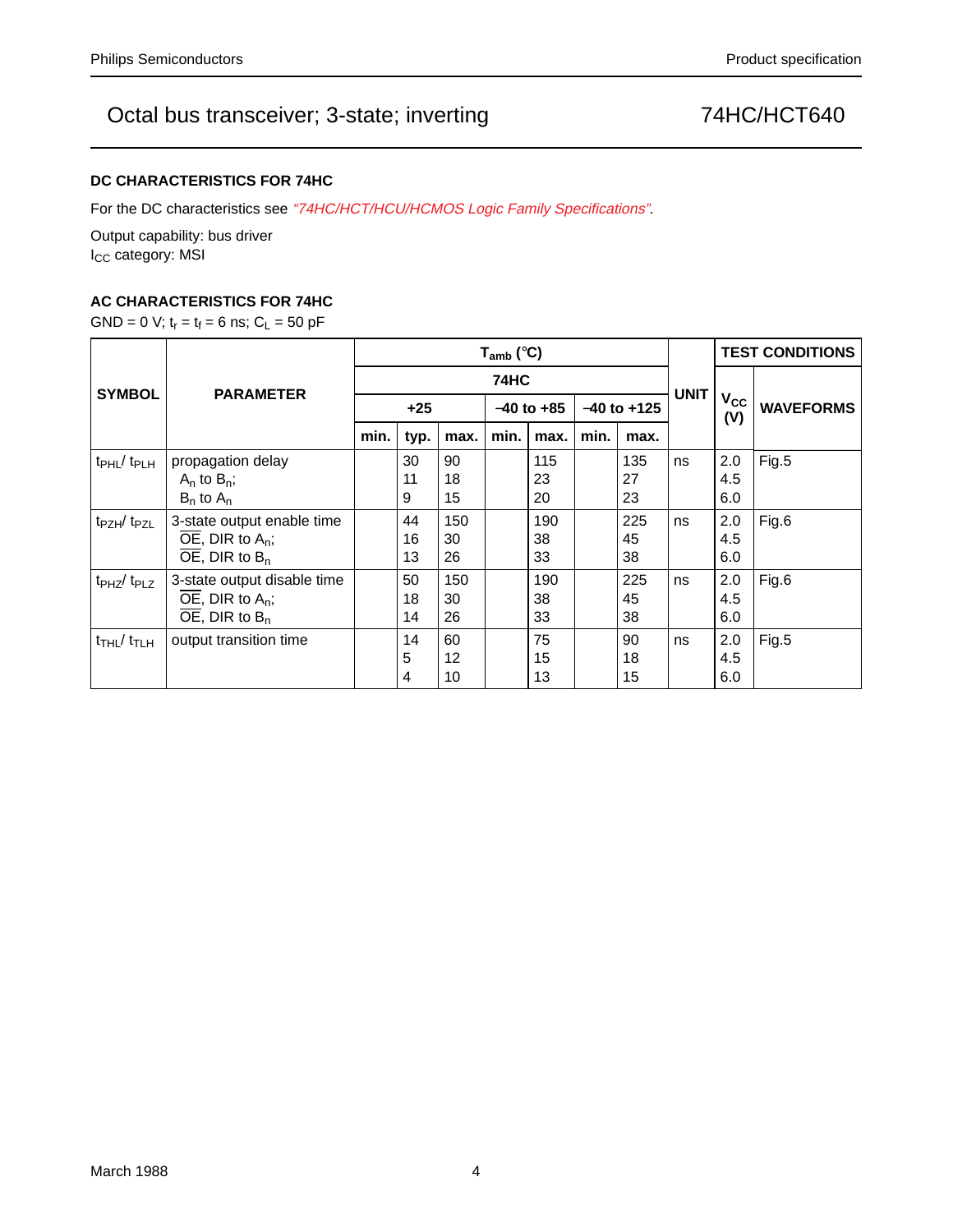### DC CHARACTERISTICS FOR 74HC

For the DC characteristics see *"74HC/HCT/HCU/HCMOS Logic Family Specifications"*.

Output capability: bus driver
$I_{CC}$ category: MSI

### AC CHARACTERISTICS FOR 74HC

GND = 0 V; $t_r$ = $t_f$ = 6 ns; $C_L$ = 50 pF

| SYMBOL | PARAMETER | $T_{amb}$ (°C) | | | | | | | UNIT | TEST CONDITIONS | |
|---|---|---|---|---|---|---|---|---|---|---|---|
| | | 74HC | | | | | | | | $V_{CC}$ (V) | WAVEFORMS |
| | | +25 | | | −40 to +85 | | −40 to +125 | | | | |
| | | min. | typ. | max. | min. | max. | min. | max. | | | |
| $t_{PHL}$/ $t_{PLH}$ | propagation delay<br>$A_n$ to $B_n$;<br>$B_n$ to $A_n$ | | 30<br>11<br>9 | 90<br>18<br>15 | | 115<br>23<br>20 | | 135<br>27<br>23 | ns | 2.0<br>4.5<br>6.0 | Fig.5 |
| $t_{PZH}$/ $t_{PZL}$ | 3-state output enable time<br>$\overline{OE}$, DIR to $A_n$;<br>$\overline{OE}$, DIR to $B_n$ | | 44<br>16<br>13 | 150<br>30<br>26 | | 190<br>38<br>33 | | 225<br>45<br>38 | ns | 2.0<br>4.5<br>6.0 | Fig.6 |
| $t_{PHZ}$/ $t_{PLZ}$ | 3-state output disable time<br>$\overline{OE}$, DIR to $A_n$;<br>$\overline{OE}$, DIR to $B_n$ | | 50<br>18<br>14 | 150<br>30<br>26 | | 190<br>38<br>33 | | 225<br>45<br>38 | ns | 2.0<br>4.5<br>6.0 | Fig.6 |
| $t_{THL}$/ $t_{TLH}$ | output transition time | | 14<br>5<br>4 | 60<br>12<br>10 | | 75<br>15<br>13 | | 90<br>18<br>15 | ns | 2.0<br>4.5<br>6.0 | Fig.5 |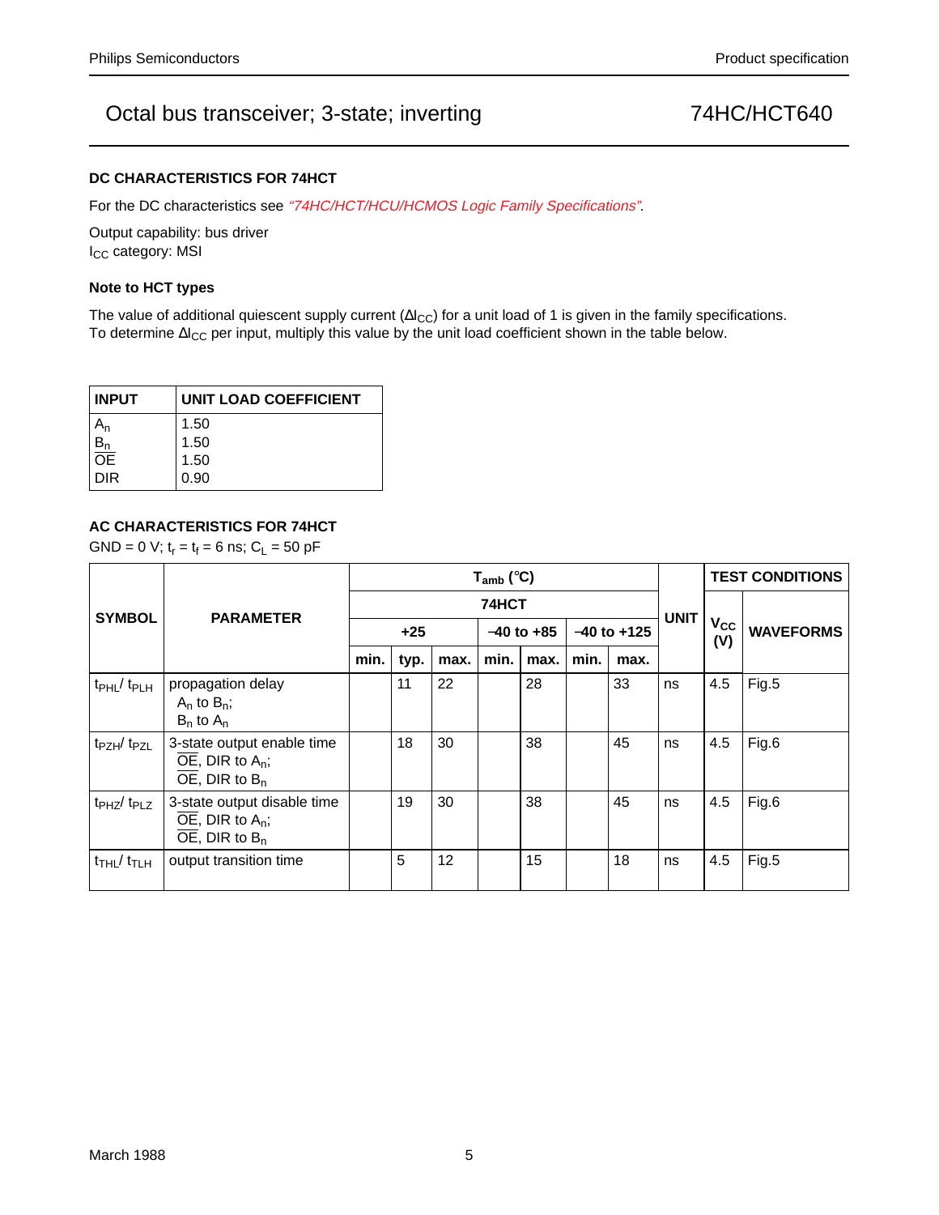## DC CHARACTERISTICS FOR 74HCT

For the DC characteristics see *"74HC/HCT/HCU/HCMOS Logic Family Specifications"*.

Output capability: bus driver
$I_{CC}$ category: MSI

### Note to HCT types

The value of additional quiescent supply current ($\Delta I_{CC}$) for a unit load of 1 is given in the family specifications. To determine $\Delta I_{CC}$ per input, multiply this value by the unit load coefficient shown in the table below.

| INPUT | UNIT LOAD COEFFICIENT |
|---|---|
| $A_n$ | 1.50 |
| $B_n$ | 1.50 |
| $\overline{OE}$ | 1.50 |
| DIR | 0.90 |

## AC CHARACTERISTICS FOR 74HCT

GND = 0 V; $t_r = t_f = 6$ ns; $C_L = 50$ pF

| SYMBOL | PARAMETER | $T_{amb}$ (°C) | | | | | | | UNIT | TEST CONDITIONS | |
|---|---|---|---|---|---|---|---|---|---|---|---|
| | | 74HCT | | | | | | | | $V_{CC}$ (V) | WAVEFORMS |
| | | +25 | | | −40 to +85 | | −40 to +125 | | | | |
| | | min. | typ. | max. | min. | max. | min. | max. | | | |
| $t_{PHL}$/ $t_{PLH}$ | propagation delay<br>$A_n$ to $B_n$;<br>$B_n$ to $A_n$ | | 11 | 22 | | 28 | | 33 | ns | 4.5 | Fig.5 |
| $t_{PZH}$/ $t_{PZL}$ | 3-state output enable time<br>$\overline{OE}$, DIR to $A_n$;<br>$\overline{OE}$, DIR to $B_n$ | | 18 | 30 | | 38 | | 45 | ns | 4.5 | Fig.6 |
| $t_{PHZ}$/ $t_{PLZ}$ | 3-state output disable time<br>$\overline{OE}$, DIR to $A_n$;<br>$\overline{OE}$, DIR to $B_n$ | | 19 | 30 | | 38 | | 45 | ns | 4.5 | Fig.6 |
| $t_{THL}$/ $t_{TLH}$ | output transition time | | 5 | 12 | | 15 | | 18 | ns | 4.5 | Fig.5 |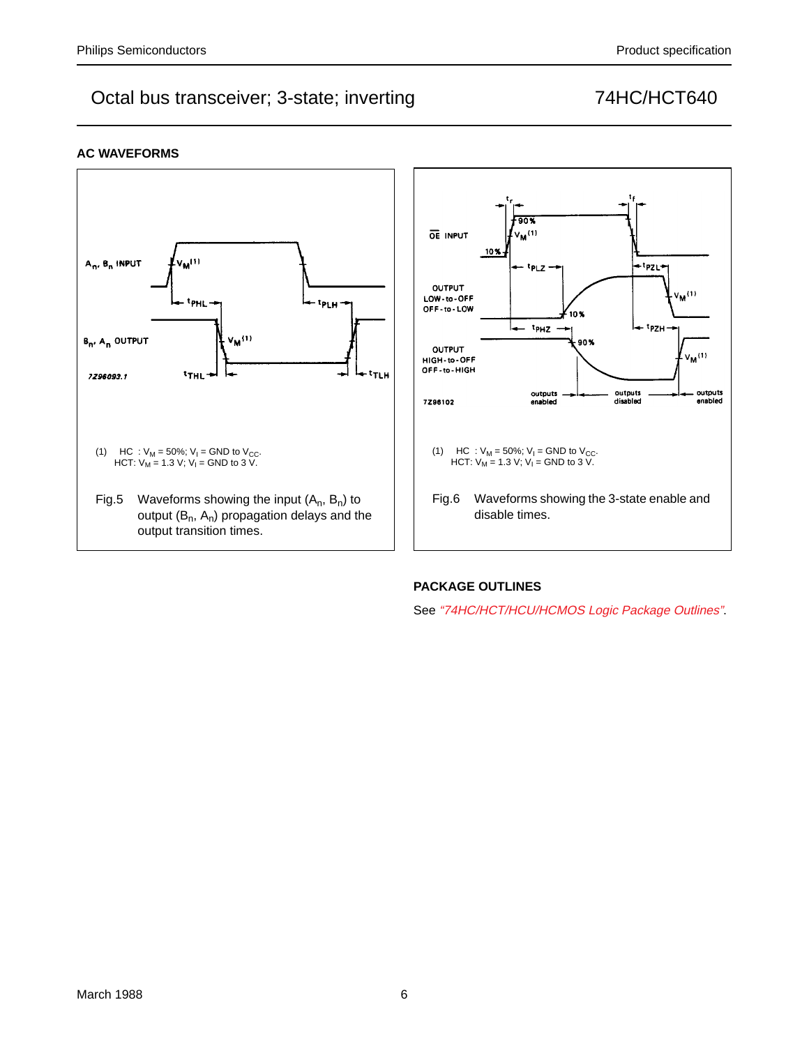## AC WAVEFORMS

$A_n$, $B_n$ INPUT

$V_M$(1)

$t_{PHL}$

$t_{PLH}$

$B_n$, $A_n$ OUTPUT

$V_M$(1)

$t_{THL}$

$t_{TLH}$

7Z96093.1

(1) HC : $V_M$ = 50%; $V_I$ = GND to $V_{CC}$.
HCT: $V_M$ = 1.3 V; $V_I$ = GND to 3 V.

Fig.5 Waveforms showing the input ($A_n$, $B_n$) to output ($B_n$, $A_n$) propagation delays and the output transition times.

$t_r$

$t_f$

$\overline{OE}$ INPUT

90%

$V_M$(1)

10%

$t_{PLZ}$

$t_{PZL}$

OUTPUT
LOW-to-OFF
OFF-to-LOW

$V_M$(1)

10%

$t_{PHZ}$

$t_{PZH}$

90%

OUTPUT
HIGH-to-OFF
OFF-to-HIGH

$V_M$(1)

outputs enabled

outputs disabled

outputs enabled

7Z96102

(1) HC : $V_M$ = 50%; $V_I$ = GND to $V_{CC}$.
HCT: $V_M$ = 1.3 V; $V_I$ = GND to 3 V.

Fig.6 Waveforms showing the 3-state enable and disable times.

## PACKAGE OUTLINES

See *“74HC/HCT/HCU/HCMOS Logic Package Outlines”*.